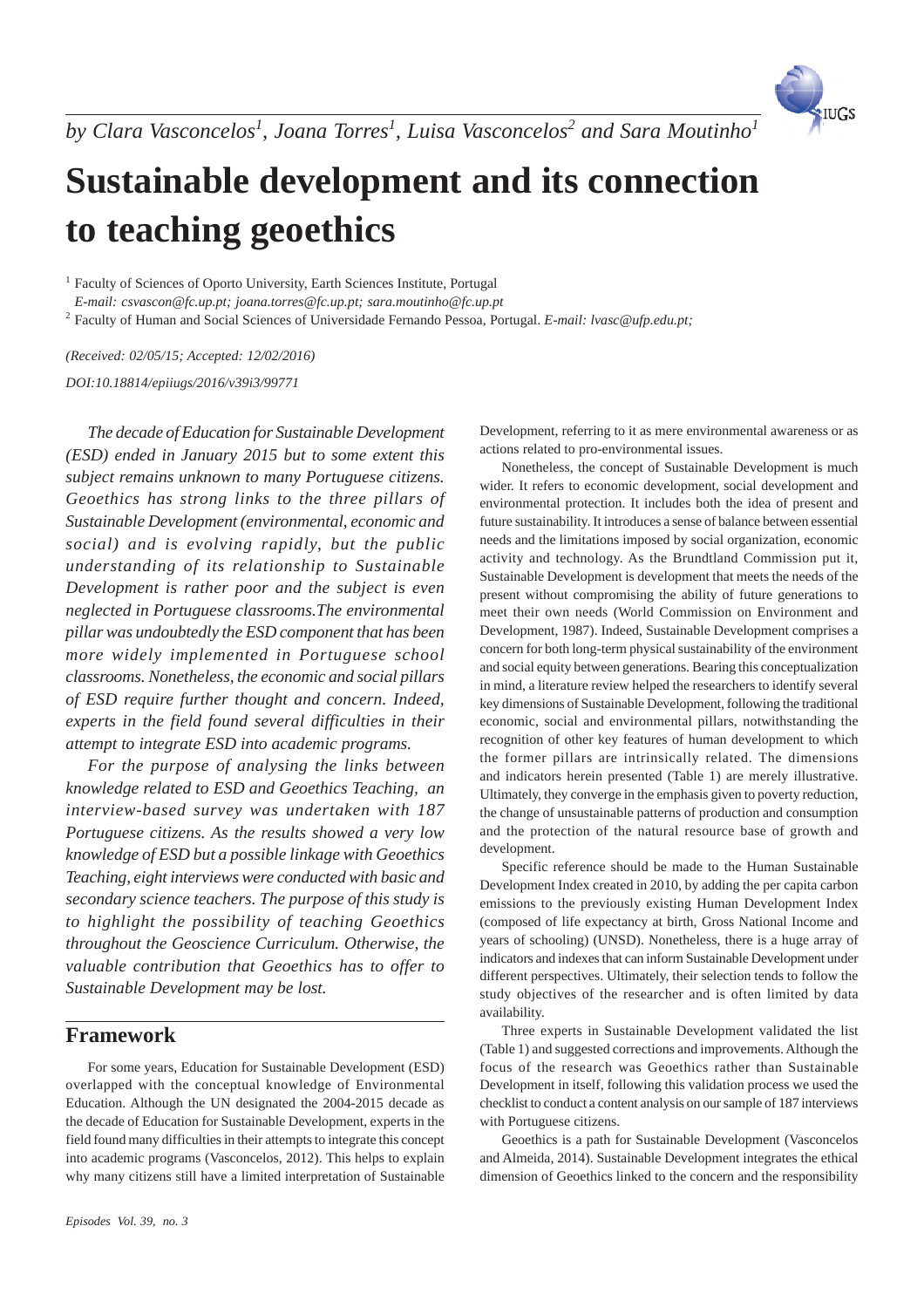*by Clara Vasconcelos[1], Joana Torres[1], Luisa Vasconcelos[2] and Sara Moutinho[1]*

# Sustainable development and its connection to teaching geoethics

[1] Faculty of Sciences of Oporto University, Earth Sciences Institute, Portugal
*E-mail: csvascon@fc.up.pt; joana.torres@fc.up.pt; sara.moutinho@fc.up.pt*

[2] Faculty of Human and Social Sciences of Universidade Fernando Pessoa, Portugal. *E-mail: lvasc@ufp.edu.pt;*

*(Received: 02/05/15; Accepted: 12/02/2016)*

*DOI:10.18814/epiiugs/2016/v39i3/99771*

*The decade of Education for Sustainable Development (ESD) ended in January 2015 but to some extent this subject remains unknown to many Portuguese citizens. Geoethics has strong links to the three pillars of Sustainable Development (environmental, economic and social) and is evolving rapidly, but the public understanding of its relationship to Sustainable Development is rather poor and the subject is even neglected in Portuguese classrooms.The environmental pillar was undoubtedly the ESD component that has been more widely implemented in Portuguese school classrooms. Nonetheless, the economic and social pillars of ESD require further thought and concern. Indeed, experts in the field found several difficulties in their attempt to integrate ESD into academic programs.*

*For the purpose of analysing the links between knowledge related to ESD and Geoethics Teaching, an interview-based survey was undertaken with 187 Portuguese citizens. As the results showed a very low knowledge of ESD but a possible linkage with Geoethics Teaching, eight interviews were conducted with basic and secondary science teachers. The purpose of this study is to highlight the possibility of teaching Geoethics throughout the Geoscience Curriculum. Otherwise, the valuable contribution that Geoethics has to offer to Sustainable Development may be lost.*

## Framework

For some years, Education for Sustainable Development (ESD) overlapped with the conceptual knowledge of Environmental Education. Although the UN designated the 2004-2015 decade as the decade of Education for Sustainable Development, experts in the field found many difficulties in their attempts to integrate this concept into academic programs (Vasconcelos, 2012). This helps to explain why many citizens still have a limited interpretation of Sustainable Development, referring to it as mere environmental awareness or as actions related to pro-environmental issues.

Nonetheless, the concept of Sustainable Development is much wider. It refers to economic development, social development and environmental protection. It includes both the idea of present and future sustainability. It introduces a sense of balance between essential needs and the limitations imposed by social organization, economic activity and technology. As the Brundtland Commission put it, Sustainable Development is development that meets the needs of the present without compromising the ability of future generations to meet their own needs (World Commission on Environment and Development, 1987). Indeed, Sustainable Development comprises a concern for both long-term physical sustainability of the environment and social equity between generations. Bearing this conceptualization in mind, a literature review helped the researchers to identify several key dimensions of Sustainable Development, following the traditional economic, social and environmental pillars, notwithstanding the recognition of other key features of human development to which the former pillars are intrinsically related. The dimensions and indicators herein presented (Table 1) are merely illustrative. Ultimately, they converge in the emphasis given to poverty reduction, the change of unsustainable patterns of production and consumption and the protection of the natural resource base of growth and development.

Specific reference should be made to the Human Sustainable Development Index created in 2010, by adding the per capita carbon emissions to the previously existing Human Development Index (composed of life expectancy at birth, Gross National Income and years of schooling) (UNSD). Nonetheless, there is a huge array of indicators and indexes that can inform Sustainable Development under different perspectives. Ultimately, their selection tends to follow the study objectives of the researcher and is often limited by data availability.

Three experts in Sustainable Development validated the list (Table 1) and suggested corrections and improvements. Although the focus of the research was Geoethics rather than Sustainable Development in itself, following this validation process we used the checklist to conduct a content analysis on our sample of 187 interviews with Portuguese citizens.

Geoethics is a path for Sustainable Development (Vasconcelos and Almeida, 2014). Sustainable Development integrates the ethical dimension of Geoethics linked to the concern and the responsibility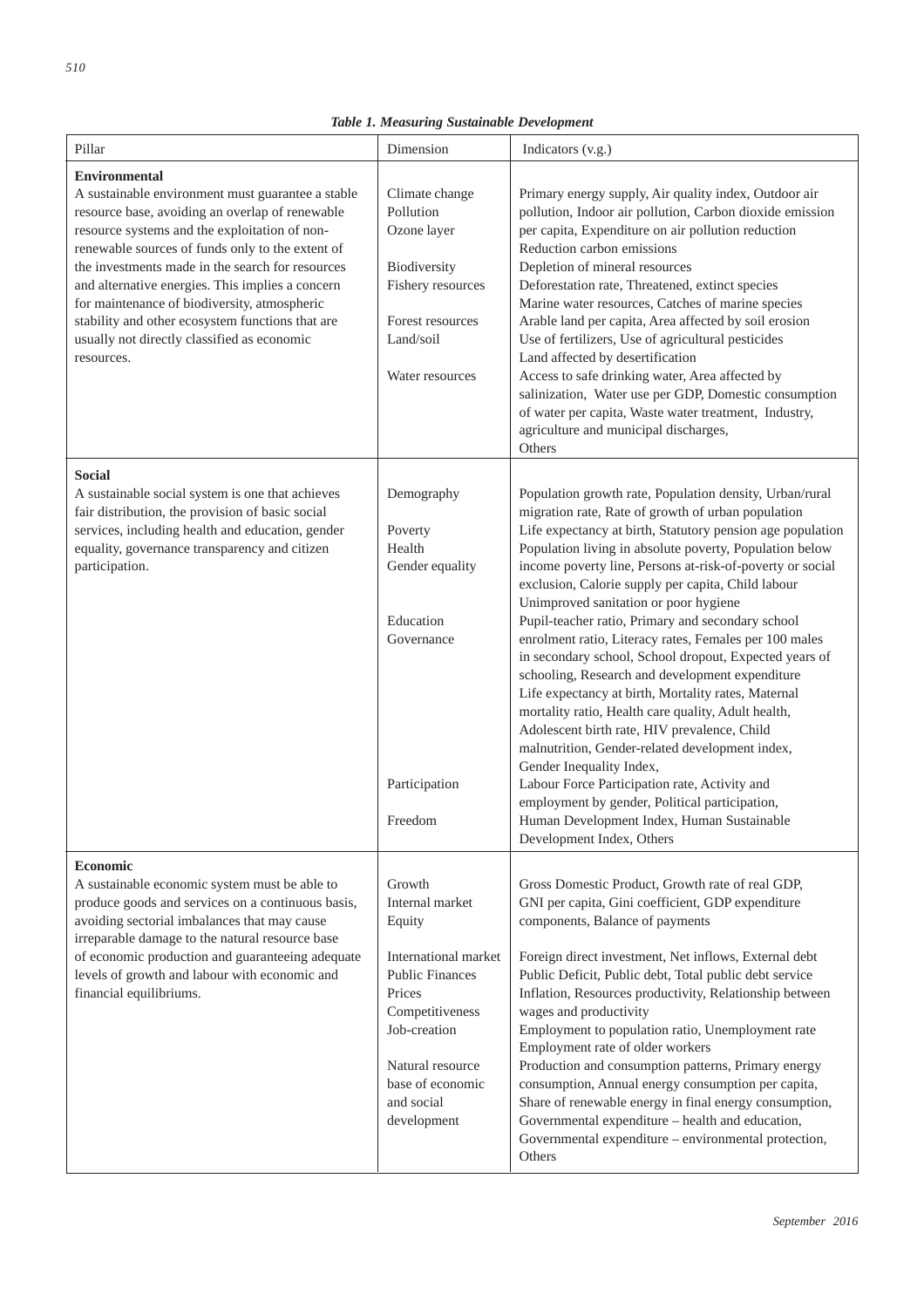*Table 1. Measuring Sustainable Development*

| Pillar | Dimension | Indicators (v.g.) |
|---|---|---|
| **Environmental**<br>A sustainable environment must guarantee a stable resource base, avoiding an overlap of renewable resource systems and the exploitation of non-renewable sources of funds only to the extent of the investments made in the search for resources and alternative energies. This implies a concern for maintenance of biodiversity, atmospheric stability and other ecosystem functions that are usually not directly classified as economic resources. | Climate change<br>Pollution<br>Ozone layer<br><br>Biodiversity<br>Fishery resources<br><br>Forest resources<br>Land/soil<br><br>Water resources | Primary energy supply, Air quality index, Outdoor air pollution, Indoor air pollution, Carbon dioxide emission per capita, Expenditure on air pollution reduction<br>Reduction carbon emissions<br>Depletion of mineral resources<br>Deforestation rate, Threatened, extinct species<br>Marine water resources, Catches of marine species<br>Arable land per capita, Area affected by soil erosion<br>Use of fertilizers, Use of agricultural pesticides<br>Land affected by desertification<br>Access to safe drinking water, Area affected by salinization, Water use per GDP, Domestic consumption of water per capita, Waste water treatment, Industry, agriculture and municipal discharges,<br>Others |
| **Social**<br>A sustainable social system is one that achieves fair distribution, the provision of basic social services, including health and education, gender equality, governance transparency and citizen participation. | Demography<br><br>Poverty<br>Health<br>Gender equality<br><br><br>Education<br>Governance<br><br><br><br><br><br><br><br>Participation<br><br>Freedom | Population growth rate, Population density, Urban/rural migration rate, Rate of growth of urban population<br>Life expectancy at birth, Statutory pension age population<br>Population living in absolute poverty, Population below income poverty line, Persons at-risk-of-poverty or social exclusion, Calorie supply per capita, Child labour<br>Unimproved sanitation or poor hygiene<br>Pupil-teacher ratio, Primary and secondary school enrolment ratio, Literacy rates, Females per 100 males in secondary school, School dropout, Expected years of schooling, Research and development expenditure<br>Life expectancy at birth, Mortality rates, Maternal mortality ratio, Health care quality, Adult health, Adolescent birth rate, HIV prevalence, Child malnutrition, Gender-related development index, Gender Inequality Index,<br>Labour Force Participation rate, Activity and employment by gender, Political participation,<br>Human Development Index, Human Sustainable Development Index, Others |
| **Economic**<br>A sustainable economic system must be able to produce goods and services on a continuous basis, avoiding sectorial imbalances that may cause irreparable damage to the natural resource base of economic production and guaranteeing adequate levels of growth and labour with economic and financial equilibriums. | Growth<br>Internal market<br>Equity<br><br>International market<br>Public Finances<br>Prices<br>Competitiveness<br>Job-creation<br><br>Natural resource base of economic and social development | Gross Domestic Product, Growth rate of real GDP, GNI per capita, Gini coefficient, GDP expenditure components, Balance of payments<br><br>Foreign direct investment, Net inflows, External debt<br>Public Deficit, Public debt, Total public debt service<br>Inflation, Resources productivity, Relationship between wages and productivity<br>Employment to population ratio, Unemployment rate<br>Employment rate of older workers<br>Production and consumption patterns, Primary energy consumption, Annual energy consumption per capita, Share of renewable energy in final energy consumption, Governmental expenditure – health and education, Governmental expenditure – environmental protection, Others |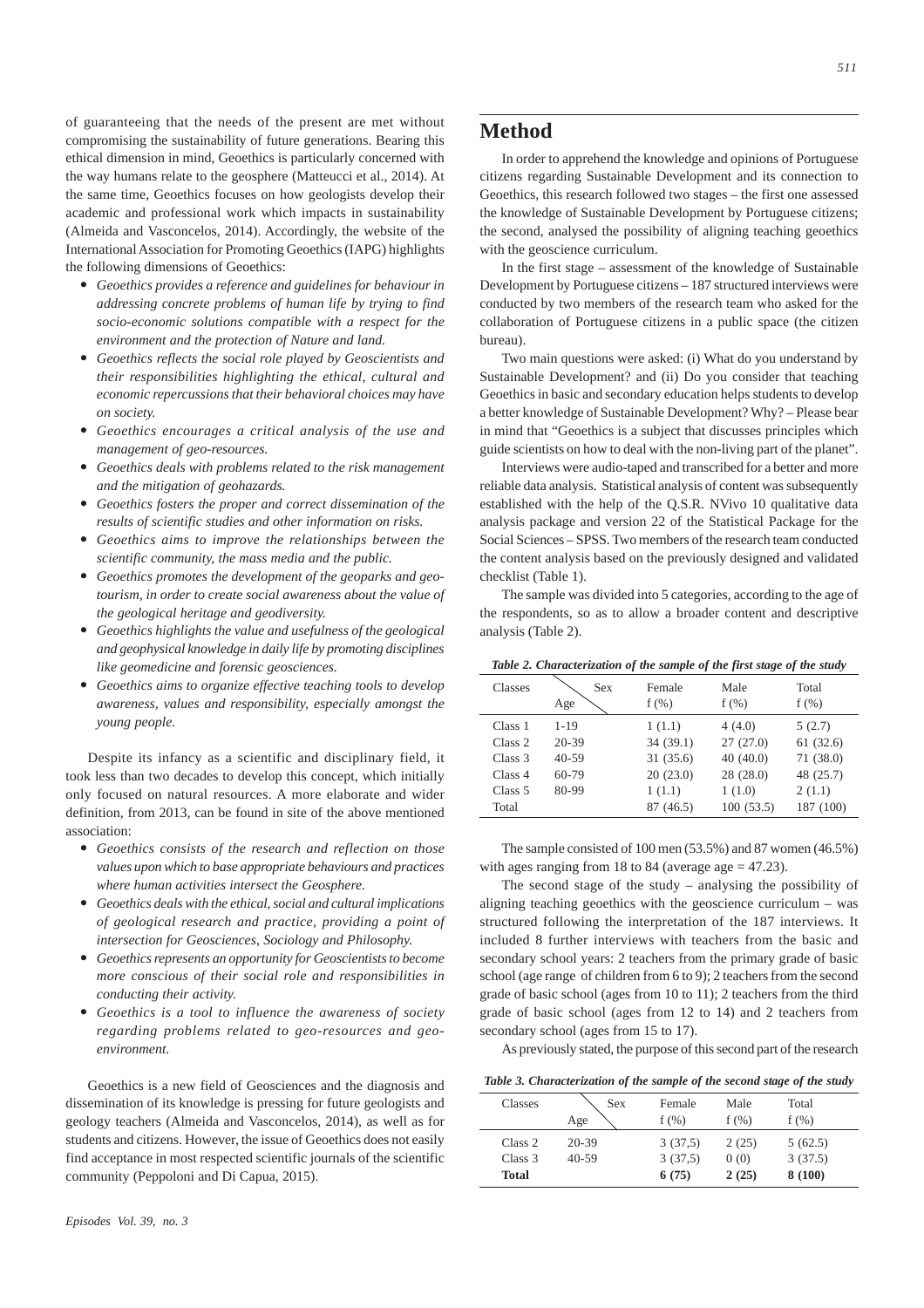of guaranteeing that the needs of the present are met without compromising the sustainability of future generations. Bearing this ethical dimension in mind, Geoethics is particularly concerned with the way humans relate to the geosphere (Matteucci et al., 2014). At the same time, Geoethics focuses on how geologists develop their academic and professional work which impacts in sustainability (Almeida and Vasconcelos, 2014). Accordingly, the website of the International Association for Promoting Geoethics (IAPG) highlights the following dimensions of Geoethics:

- *Geoethics provides a reference and guidelines for behaviour in addressing concrete problems of human life by trying to find socio-economic solutions compatible with a respect for the environment and the protection of Nature and land.*
- *Geoethics reflects the social role played by Geoscientists and their responsibilities highlighting the ethical, cultural and economic repercussions that their behavioral choices may have on society.*
- *Geoethics encourages a critical analysis of the use and management of geo-resources.*
- *Geoethics deals with problems related to the risk management and the mitigation of geohazards.*
- *Geoethics fosters the proper and correct dissemination of the results of scientific studies and other information on risks.*
- *Geoethics aims to improve the relationships between the scientific community, the mass media and the public.*
- *Geoethics promotes the development of the geoparks and geo-tourism, in order to create social awareness about the value of the geological heritage and geodiversity.*
- *Geoethics highlights the value and usefulness of the geological and geophysical knowledge in daily life by promoting disciplines like geomedicine and forensic geosciences.*
- *Geoethics aims to organize effective teaching tools to develop awareness, values and responsibility, especially amongst the young people.*

Despite its infancy as a scientific and disciplinary field, it took less than two decades to develop this concept, which initially only focused on natural resources. A more elaborate and wider definition, from 2013, can be found in site of the above mentioned association:

- *Geoethics consists of the research and reflection on those values upon which to base appropriate behaviours and practices where human activities intersect the Geosphere.*
- *Geoethics deals with the ethical, social and cultural implications of geological research and practice, providing a point of intersection for Geosciences, Sociology and Philosophy.*
- *Geoethics represents an opportunity for Geoscientists to become more conscious of their social role and responsibilities in conducting their activity.*
- *Geoethics is a tool to influence the awareness of society regarding problems related to geo-resources and geo-environment.*

Geoethics is a new field of Geosciences and the diagnosis and dissemination of its knowledge is pressing for future geologists and geology teachers (Almeida and Vasconcelos, 2014), as well as for students and citizens. However, the issue of Geoethics does not easily find acceptance in most respected scientific journals of the scientific community (Peppoloni and Di Capua, 2015).

## Method

In order to apprehend the knowledge and opinions of Portuguese citizens regarding Sustainable Development and its connection to Geoethics, this research followed two stages – the first one assessed the knowledge of Sustainable Development by Portuguese citizens; the second, analysed the possibility of aligning teaching geoethics with the geoscience curriculum.

In the first stage – assessment of the knowledge of Sustainable Development by Portuguese citizens – 187 structured interviews were conducted by two members of the research team who asked for the collaboration of Portuguese citizens in a public space (the citizen bureau).

Two main questions were asked: (i) What do you understand by Sustainable Development? and (ii) Do you consider that teaching Geoethics in basic and secondary education helps students to develop a better knowledge of Sustainable Development? Why? – Please bear in mind that "Geoethics is a subject that discusses principles which guide scientists on how to deal with the non-living part of the planet".

Interviews were audio-taped and transcribed for a better and more reliable data analysis. Statistical analysis of content was subsequently established with the help of the Q.S.R. NVivo 10 qualitative data analysis package and version 22 of the Statistical Package for the Social Sciences – SPSS. Two members of the research team conducted the content analysis based on the previously designed and validated checklist (Table 1).

The sample was divided into 5 categories, according to the age of the respondents, so as to allow a broader content and descriptive analysis (Table 2).

*Table 2. Characterization of the sample of the first stage of the study*

| Classes | Sex / Age | Female f (%) | Male f (%) | Total f (%) |
|---|---|---|---|---|
| Class 1 | 1-19 | 1 (1.1) | 4 (4.0) | 5 (2.7) |
| Class 2 | 20-39 | 34 (39.1) | 27 (27.0) | 61 (32.6) |
| Class 3 | 40-59 | 31 (35.6) | 40 (40.0) | 71 (38.0) |
| Class 4 | 60-79 | 20 (23.0) | 28 (28.0) | 48 (25.7) |
| Class 5 | 80-99 | 1 (1.1) | 1 (1.0) | 2 (1.1) |
| Total | | 87 (46.5) | 100 (53.5) | 187 (100) |

The sample consisted of 100 men (53.5%) and 87 women (46.5%) with ages ranging from 18 to 84 (average age = 47.23).

The second stage of the study – analysing the possibility of aligning teaching geoethics with the geoscience curriculum – was structured following the interpretation of the 187 interviews. It included 8 further interviews with teachers from the basic and secondary school years: 2 teachers from the primary grade of basic school (age range of children from 6 to 9); 2 teachers from the second grade of basic school (ages from 10 to 11); 2 teachers from the third grade of basic school (ages from 12 to 14) and 2 teachers from secondary school (ages from 15 to 17).

As previously stated, the purpose of this second part of the research

*Table 3. Characterization of the sample of the second stage of the study*

| Classes | Sex / Age | Female f (%) | Male f (%) | Total f (%) |
|---|---|---|---|---|
| Class 2 | 20-39 | 3 (37,5) | 2 (25) | 5 (62.5) |
| Class 3 | 40-59 | 3 (37,5) | 0 (0) | 3 (37.5) |
| **Total** | | **6 (75)** | **2 (25)** | **8 (100)** |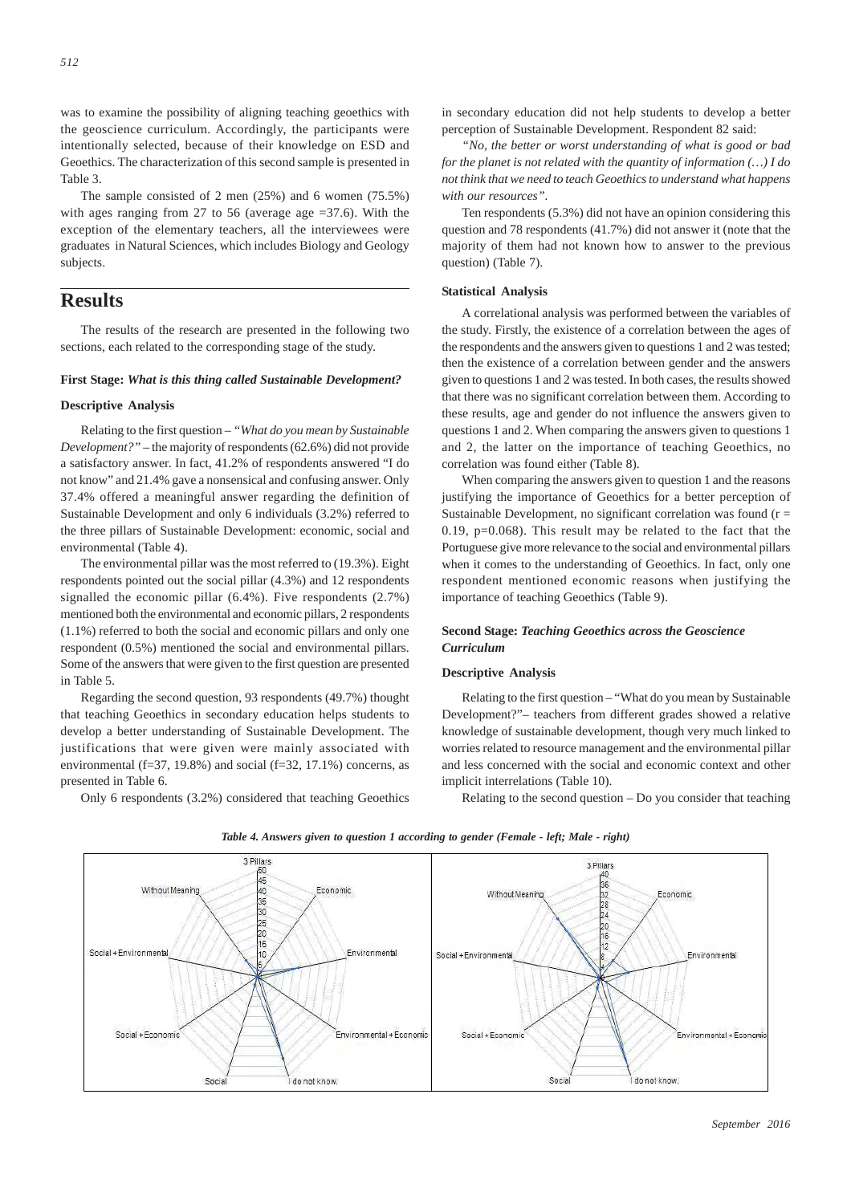was to examine the possibility of aligning teaching geoethics with the geoscience curriculum. Accordingly, the participants were intentionally selected, because of their knowledge on ESD and Geoethics. The characterization of this second sample is presented in Table 3.

The sample consisted of 2 men (25%) and 6 women (75.5%) with ages ranging from 27 to 56 (average age =37.6). With the exception of the elementary teachers, all the interviewees were graduates in Natural Sciences, which includes Biology and Geology subjects.

# Results

The results of the research are presented in the following two sections, each related to the corresponding stage of the study.

**First Stage:** ***What is this thing called Sustainable Development?***

**Descriptive Analysis**

Relating to the first question – *"What do you mean by Sustainable Development?"* – the majority of respondents (62.6%) did not provide a satisfactory answer. In fact, 41.2% of respondents answered "I do not know" and 21.4% gave a nonsensical and confusing answer. Only 37.4% offered a meaningful answer regarding the definition of Sustainable Development and only 6 individuals (3.2%) referred to the three pillars of Sustainable Development: economic, social and environmental (Table 4).

The environmental pillar was the most referred to (19.3%). Eight respondents pointed out the social pillar (4.3%) and 12 respondents signalled the economic pillar (6.4%). Five respondents (2.7%) mentioned both the environmental and economic pillars, 2 respondents (1.1%) referred to both the social and economic pillars and only one respondent (0.5%) mentioned the social and environmental pillars. Some of the answers that were given to the first question are presented in Table 5.

Regarding the second question, 93 respondents (49.7%) thought that teaching Geoethics in secondary education helps students to develop a better understanding of Sustainable Development. The justifications that were given were mainly associated with environmental (f=37, 19.8%) and social (f=32, 17.1%) concerns, as presented in Table 6.

Only 6 respondents (3.2%) considered that teaching Geoethics in secondary education did not help students to develop a better perception of Sustainable Development. Respondent 82 said:

*"No, the better or worst understanding of what is good or bad for the planet is not related with the quantity of information (…) I do not think that we need to teach Geoethics to understand what happens with our resources".*

Ten respondents (5.3%) did not have an opinion considering this question and 78 respondents (41.7%) did not answer it (note that the majority of them had not known how to answer to the previous question) (Table 7).

**Statistical Analysis**

A correlational analysis was performed between the variables of the study. Firstly, the existence of a correlation between the ages of the respondents and the answers given to questions 1 and 2 was tested; then the existence of a correlation between gender and the answers given to questions 1 and 2 was tested. In both cases, the results showed that there was no significant correlation between them. According to these results, age and gender do not influence the answers given to questions 1 and 2. When comparing the answers given to questions 1 and 2, the latter on the importance of teaching Geoethics, no correlation was found either (Table 8).

When comparing the answers given to question 1 and the reasons justifying the importance of Geoethics for a better perception of Sustainable Development, no significant correlation was found ($r = 0.19$, $p=0.068$). This result may be related to the fact that the Portuguese give more relevance to the social and environmental pillars when it comes to the understanding of Geoethics. In fact, only one respondent mentioned economic reasons when justifying the importance of teaching Geoethics (Table 9).

**Second Stage:** ***Teaching Geoethics across the Geoscience Curriculum***

**Descriptive Analysis**

Relating to the first question – "What do you mean by Sustainable Development?"– teachers from different grades showed a relative knowledge of sustainable development, though very much linked to worries related to resource management and the environmental pillar and less concerned with the social and economic context and other implicit interrelations (Table 10).

Relating to the second question – Do you consider that teaching

***Table 4. Answers given to question 1 according to gender (Female - left; Male - right)***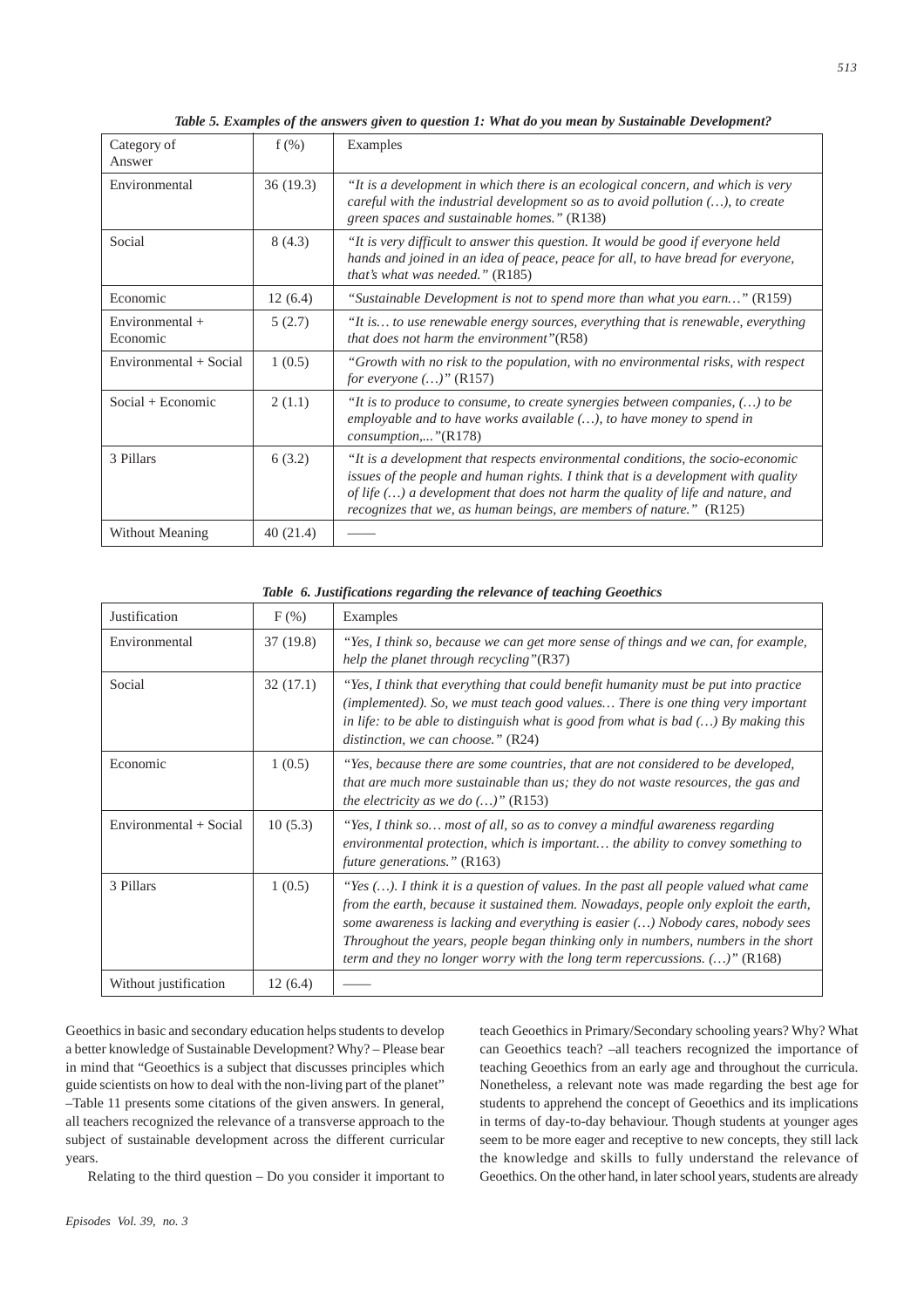*Table 5. Examples of the answers given to question 1: What do you mean by Sustainable Development?*

| Category of Answer | f (%) | Examples |
|---|---|---|
| Environmental | 36 (19.3) | *"It is a development in which there is an ecological concern, and which is very careful with the industrial development so as to avoid pollution (…), to create green spaces and sustainable homes."* (R138) |
| Social | 8 (4.3) | *"It is very difficult to answer this question. It would be good if everyone held hands and joined in an idea of peace, peace for all, to have bread for everyone, that's what was needed."* (R185) |
| Economic | 12 (6.4) | *"Sustainable Development is not to spend more than what you earn…"* (R159) |
| Environmental + Economic | 5 (2.7) | *"It is… to use renewable energy sources, everything that is renewable, everything that does not harm the environment"*(R58) |
| Environmental + Social | 1 (0.5) | *"Growth with no risk to the population, with no environmental risks, with respect for everyone (…)"* (R157) |
| Social + Economic | 2 (1.1) | *"It is to produce to consume, to create synergies between companies, (…) to be employable and to have works available (…), to have money to spend in consumption,..."*(R178) |
| 3 Pillars | 6 (3.2) | *"It is a development that respects environmental conditions, the socio-economic issues of the people and human rights. I think that is a development with quality of life (…) a development that does not harm the quality of life and nature, and recognizes that we, as human beings, are members of nature."* (R125) |
| Without Meaning | 40 (21.4) | —— |

*Table 6. Justifications regarding the relevance of teaching Geoethics*

| Justification | F (%) | Examples |
|---|---|---|
| Environmental | 37 (19.8) | *"Yes, I think so, because we can get more sense of things and we can, for example, help the planet through recycling"*(R37) |
| Social | 32 (17.1) | *"Yes, I think that everything that could benefit humanity must be put into practice (implemented). So, we must teach good values… There is one thing very important in life: to be able to distinguish what is good from what is bad (…) By making this distinction, we can choose."* (R24) |
| Economic | 1 (0.5) | *"Yes, because there are some countries, that are not considered to be developed, that are much more sustainable than us; they do not waste resources, the gas and the electricity as we do (…)"* (R153) |
| Environmental + Social | 10 (5.3) | *"Yes, I think so… most of all, so as to convey a mindful awareness regarding environmental protection, which is important… the ability to convey something to future generations."* (R163) |
| 3 Pillars | 1 (0.5) | *"Yes (…). I think it is a question of values. In the past all people valued what came from the earth, because it sustained them. Nowadays, people only exploit the earth, some awareness is lacking and everything is easier (…) Nobody cares, nobody sees Throughout the years, people began thinking only in numbers, numbers in the short term and they no longer worry with the long term repercussions. (…)"* (R168) |
| Without justification | 12 (6.4) | —— |

Geoethics in basic and secondary education helps students to develop a better knowledge of Sustainable Development? Why? – Please bear in mind that "Geoethics is a subject that discusses principles which guide scientists on how to deal with the non-living part of the planet" –Table 11 presents some citations of the given answers. In general, all teachers recognized the relevance of a transverse approach to the subject of sustainable development across the different curricular years.

Relating to the third question – Do you consider it important to teach Geoethics in Primary/Secondary schooling years? Why? What can Geoethics teach? –all teachers recognized the importance of teaching Geoethics from an early age and throughout the curricula. Nonetheless, a relevant note was made regarding the best age for students to apprehend the concept of Geoethics and its implications in terms of day-to-day behaviour. Though students at younger ages seem to be more eager and receptive to new concepts, they still lack the knowledge and skills to fully understand the relevance of Geoethics. On the other hand, in later school years, students are already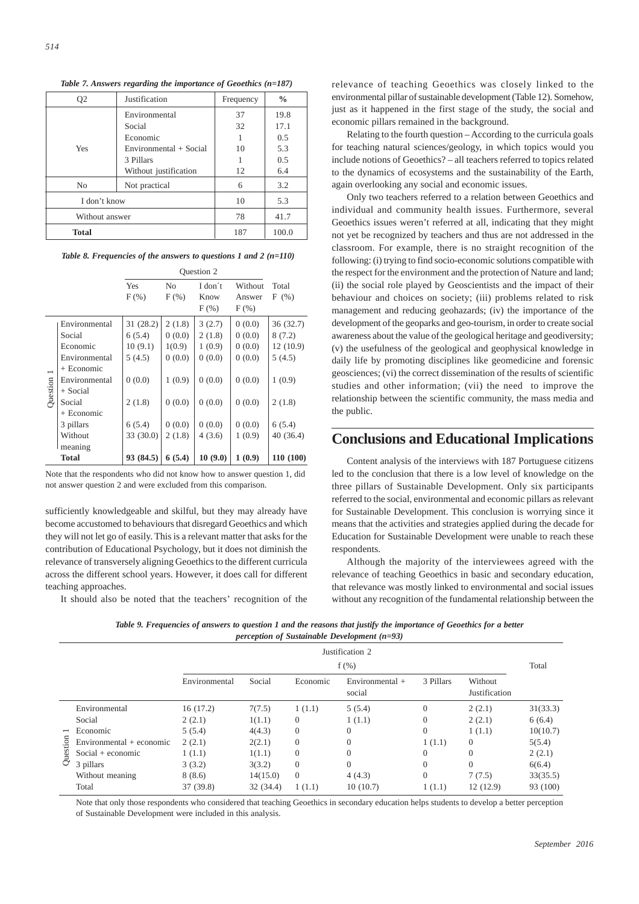*Table 7. Answers regarding the importance of Geoethics (n=187)*

| Q2 | Justification | Frequency | % |
|---|---|---|---|
| Yes | Environmental | 37 | 19.8 |
| | Social | 32 | 17.1 |
| | Economic | 1 | 0.5 |
| | Environmental + Social | 10 | 5.3 |
| | 3 Pillars | 1 | 0.5 |
| | Without justification | 12 | 6.4 |
| No | Not practical | 6 | 3.2 |
| I don't know | | 10 | 5.3 |
| Without answer | | 78 | 41.7 |
| **Total** | | 187 | 100.0 |

*Table 8. Frequencies of the answers to questions 1 and 2 (n=110)*

| | | Question 2 | | | | |
|---|---|---|---|---|---|---|
| | | Yes F (%) | No F (%) | I don´t Know F (%) | Without Answer F (%) | Total F (%) |
| Question 1 | Environmental | 31 (28.2) | 2 (1.8) | 3 (2.7) | 0 (0.0) | 36 (32.7) |
| | Social | 6 (5.4) | 0 (0.0) | 2 (1.8) | 0 (0.0) | 8 (7.2) |
| | Economic | 10 (9.1) | 1(0.9) | 1 (0.9) | 0 (0.0) | 12 (10.9) |
| | Environmental + Economic | 5 (4.5) | 0 (0.0) | 0 (0.0) | 0 (0.0) | 5 (4.5) |
| | Environmental + Social | 0 (0.0) | 1 (0.9) | 0 (0.0) | 0 (0.0) | 1 (0.9) |
| | Social + Economic | 2 (1.8) | 0 (0.0) | 0 (0.0) | 0 (0.0) | 2 (1.8) |
| | 3 pillars | 6 (5.4) | 0 (0.0) | 0 (0.0) | 0 (0.0) | 6 (5.4) |
| | Without meaning | 33 (30.0) | 2 (1.8) | 4 (3.6) | 1 (0.9) | 40 (36.4) |
| | **Total** | **93 (84.5)** | **6 (5.4)** | **10 (9.0)** | **1 (0.9)** | **110 (100)** |

Note that the respondents who did not know how to answer question 1, did not answer question 2 and were excluded from this comparison.

sufficiently knowledgeable and skilful, but they may already have become accustomed to behaviours that disregard Geoethics and which they will not let go of easily. This is a relevant matter that asks for the contribution of Educational Psychology, but it does not diminish the relevance of transversely aligning Geoethics to the different curricula across the different school years. However, it does call for different teaching approaches.

It should also be noted that the teachers' recognition of the relevance of teaching Geoethics was closely linked to the environmental pillar of sustainable development (Table 12). Somehow, just as it happened in the first stage of the study, the social and economic pillars remained in the background.

Relating to the fourth question – According to the curricula goals for teaching natural sciences/geology, in which topics would you include notions of Geoethics? – all teachers referred to topics related to the dynamics of ecosystems and the sustainability of the Earth, again overlooking any social and economic issues.

Only two teachers referred to a relation between Geoethics and individual and community health issues. Furthermore, several Geoethics issues weren't referred at all, indicating that they might not yet be recognized by teachers and thus are not addressed in the classroom. For example, there is no straight recognition of the following: (i) trying to find socio-economic solutions compatible with the respect for the environment and the protection of Nature and land; (ii) the social role played by Geoscientists and the impact of their behaviour and choices on society; (iii) problems related to risk management and reducing geohazards; (iv) the importance of the development of the geoparks and geo-tourism, in order to create social awareness about the value of the geological heritage and geodiversity; (v) the usefulness of the geological and geophysical knowledge in daily life by promoting disciplines like geomedicine and forensic geosciences; (vi) the correct dissemination of the results of scientific studies and other information; (vii) the need to improve the relationship between the scientific community, the mass media and the public.

## Conclusions and Educational Implications

Content analysis of the interviews with 187 Portuguese citizens led to the conclusion that there is a low level of knowledge on the three pillars of Sustainable Development. Only six participants referred to the social, environmental and economic pillars as relevant for Sustainable Development. This conclusion is worrying since it means that the activities and strategies applied during the decade for Education for Sustainable Development were unable to reach these respondents.

Although the majority of the interviewees agreed with the relevance of teaching Geoethics in basic and secondary education, that relevance was mostly linked to environmental and social issues without any recognition of the fundamental relationship between the

*Table 9. Frequencies of answers to question 1 and the reasons that justify the importance of Geoethics for a better perception of Sustainable Development (n=93)*

| | | Justification 2 f (%) | | | | | | Total |
|---|---|---|---|---|---|---|---|---|
| | | Environmental | Social | Economic | Environmental + social | 3 Pillars | Without Justification | |
| Question 1 | Environmental | 16 (17.2) | 7(7.5) | 1 (1.1) | 5 (5.4) | 0 | 2 (2.1) | 31(33.3) |
| | Social | 2 (2.1) | 1(1.1) | 0 | 1 (1.1) | 0 | 2 (2.1) | 6 (6.4) |
| | Economic | 5 (5.4) | 4(4.3) | 0 | 0 | 0 | 1 (1.1) | 10(10.7) |
| | Environmental + economic | 2 (2.1) | 2(2.1) | 0 | 0 | 1 (1.1) | 0 | 5(5.4) |
| | Social + economic | 1 (1.1) | 1(1.1) | 0 | 0 | 0 | 0 | 2 (2.1) |
| | 3 pillars | 3 (3.2) | 3(3.2) | 0 | 0 | 0 | 0 | 6(6.4) |
| | Without meaning | 8 (8.6) | 14(15.0) | 0 | 4 (4.3) | 0 | 7 (7.5) | 33(35.5) |
| | Total | 37 (39.8) | 32 (34.4) | 1 (1.1) | 10 (10.7) | 1 (1.1) | 12 (12.9) | 93 (100) |

Note that only those respondents who considered that teaching Geoethics in secondary education helps students to develop a better perception of Sustainable Development were included in this analysis.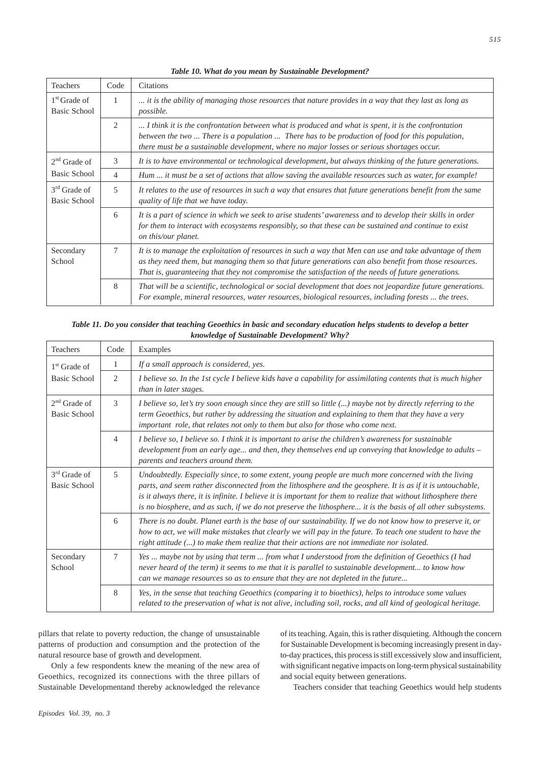*Table 10. What do you mean by Sustainable Development?*

| Teachers | Code | Citations |
|---|---|---|
| 1st Grade of Basic School | 1 | *... it is the ability of managing those resources that nature provides in a way that they last as long as possible.* |
| | 2 | *... I think it is the confrontation between what is produced and what is spent, it is the confrontation between the two ... There is a population ... There has to be production of food for this population, there must be a sustainable development, where no major losses or serious shortages occur.* |
| 2nd Grade of Basic School | 3 | *It is to have environmental or technological development, but always thinking of the future generations.* |
| | 4 | *Hum ... it must be a set of actions that allow saving the available resources such as water, for example!* |
| 3rd Grade of Basic School | 5 | *It relates to the use of resources in such a way that ensures that future generations benefit from the same quality of life that we have today.* |
| | 6 | *It is a part of science in which we seek to arise students' awareness and to develop their skills in order for them to interact with ecosystems responsibly, so that these can be sustained and continue to exist on this/our planet.* |
| Secondary School | 7 | *It is to manage the exploitation of resources in such a way that Men can use and take advantage of them as they need them, but managing them so that future generations can also benefit from those resources. That is, guaranteeing that they not compromise the satisfaction of the needs of future generations.* |
| | 8 | *That will be a scientific, technological or social development that does not jeopardize future generations. For example, mineral resources, water resources, biological resources, including forests ... the trees.* |

*Table 11. Do you consider that teaching Geoethics in basic and secondary education helps students to develop a better knowledge of Sustainable Development? Why?*

| Teachers | Code | Examples |
|---|---|---|
| 1st Grade of Basic School | 1 | *If a small approach is considered, yes.* |
| | 2 | *I believe so. In the 1st cycle I believe kids have a capability for assimilating contents that is much higher than in later stages.* |
| 2nd Grade of Basic School | 3 | *I believe so, let's try soon enough since they are still so little (...) maybe not by directly referring to the term Geoethics, but rather by addressing the situation and explaining to them that they have a very important role, that relates not only to them but also for those who come next.* |
| | 4 | *I believe so, I believe so. I think it is important to arise the children's awareness for sustainable development from an early age... and then, they themselves end up conveying that knowledge to adults – parents and teachers around them.* |
| 3rd Grade of Basic School | 5 | *Undoubtedly. Especially since, to some extent, young people are much more concerned with the living parts, and seem rather disconnected from the lithosphere and the geosphere. It is as if it is untouchable, is it always there, it is infinite. I believe it is important for them to realize that without lithosphere there is no biosphere, and as such, if we do not preserve the lithosphere... it is the basis of all other subsystems.* |
| | 6 | *There is no doubt. Planet earth is the base of our sustainability. If we do not know how to preserve it, or how to act, we will make mistakes that clearly we will pay in the future. To teach one student to have the right attitude (...) to make them realize that their actions are not immediate nor isolated.* |
| Secondary School | 7 | *Yes ... maybe not by using that term ... from what I understood from the definition of Geoethics (I had never heard of the term) it seems to me that it is parallel to sustainable development... to know how can we manage resources so as to ensure that they are not depleted in the future...* |
| | 8 | *Yes, in the sense that teaching Geoethics (comparing it to bioethics), helps to introduce some values related to the preservation of what is not alive, including soil, rocks, and all kind of geological heritage.* |

pillars that relate to poverty reduction, the change of unsustainable patterns of production and consumption and the protection of the natural resource base of growth and development.

Only a few respondents knew the meaning of the new area of Geoethics, recognized its connections with the three pillars of Sustainable Developmentand thereby acknowledged the relevance of its teaching. Again, this is rather disquieting. Although the concern for Sustainable Development is becoming increasingly present in day-to-day practices, this process is still excessively slow and insufficient, with significant negative impacts on long-term physical sustainability and social equity between generations.

Teachers consider that teaching Geoethics would help students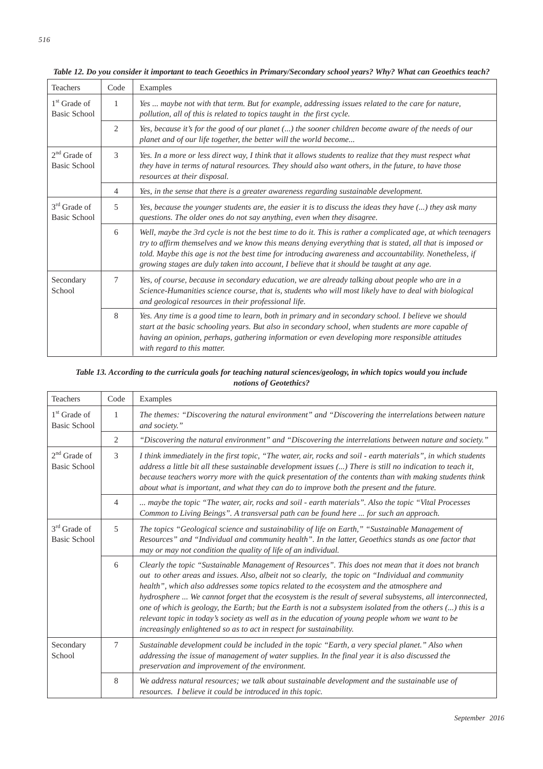*Table 12. Do you consider it important to teach Geoethics in Primary/Secondary school years? Why? What can Geoethics teach?*

| Teachers | Code | Examples |
|---|---|---|
| 1st Grade of Basic School | 1 | *Yes ... maybe not with that term. But for example, addressing issues related to the care for nature, pollution, all of this is related to topics taught in the first cycle.* |
| | 2 | *Yes, because it's for the good of our planet (...) the sooner children become aware of the needs of our planet and of our life together, the better will the world become...* |
| 2nd Grade of Basic School | 3 | *Yes. In a more or less direct way, I think that it allows students to realize that they must respect what they have in terms of natural resources. They should also want others, in the future, to have those resources at their disposal.* |
| | 4 | *Yes, in the sense that there is a greater awareness regarding sustainable development.* |
| 3rd Grade of Basic School | 5 | *Yes, because the younger students are, the easier it is to discuss the ideas they have (...) they ask many questions. The older ones do not say anything, even when they disagree.* |
| | 6 | *Well, maybe the 3rd cycle is not the best time to do it. This is rather a complicated age, at which teenagers try to affirm themselves and we know this means denying everything that is stated, all that is imposed or told. Maybe this age is not the best time for introducing awareness and accountability. Nonetheless, if growing stages are duly taken into account, I believe that it should be taught at any age.* |
| Secondary School | 7 | *Yes, of course, because in secondary education, we are already talking about people who are in a Science-Humanities science course, that is, students who will most likely have to deal with biological and geological resources in their professional life.* |
| | 8 | *Yes. Any time is a good time to learn, both in primary and in secondary school. I believe we should start at the basic schooling years. But also in secondary school, when students are more capable of having an opinion, perhaps, gathering information or even developing more responsible attitudes with regard to this matter.* |

*Table 13. According to the curricula goals for teaching natural sciences/geology, in which topics would you include notions of Geoethics?*

| Teachers | Code | Examples |
|---|---|---|
| 1st Grade of Basic School | 1 | *The themes: "Discovering the natural environment" and "Discovering the interrelations between nature and society."* |
| | 2 | *"Discovering the natural environment" and "Discovering the interrelations between nature and society."* |
| 2nd Grade of Basic School | 3 | *I think immediately in the first topic, "The water, air, rocks and soil - earth materials", in which students address a little bit all these sustainable development issues (...) There is still no indication to teach it, because teachers worry more with the quick presentation of the contents than with making students think about what is important, and what they can do to improve both the present and the future.* |
| | 4 | *... maybe the topic "The water, air, rocks and soil - earth materials". Also the topic "Vital Processes Common to Living Beings". A transversal path can be found here ... for such an approach.* |
| 3rd Grade of Basic School | 5 | *The topics "Geological science and sustainability of life on Earth," "Sustainable Management of Resources" and "Individual and community health". In the latter, Geoethics stands as one factor that may or may not condition the quality of life of an individual.* |
| | 6 | *Clearly the topic "Sustainable Management of Resources". This does not mean that it does not branch out to other areas and issues. Also, albeit not so clearly, the topic on "Individual and community health", which also addresses some topics related to the ecosystem and the atmosphere and hydrosphere ... We cannot forget that the ecosystem is the result of several subsystems, all interconnected, one of which is geology, the Earth; but the Earth is not a subsystem isolated from the others (...) this is a relevant topic in today's society as well as in the education of young people whom we want to be increasingly enlightened so as to act in respect for sustainability.* |
| Secondary School | 7 | *Sustainable development could be included in the topic "Earth, a very special planet." Also when addressing the issue of management of water supplies. In the final year it is also discussed the preservation and improvement of the environment.* |
| | 8 | *We address natural resources; we talk about sustainable development and the sustainable use of resources. I believe it could be introduced in this topic.* |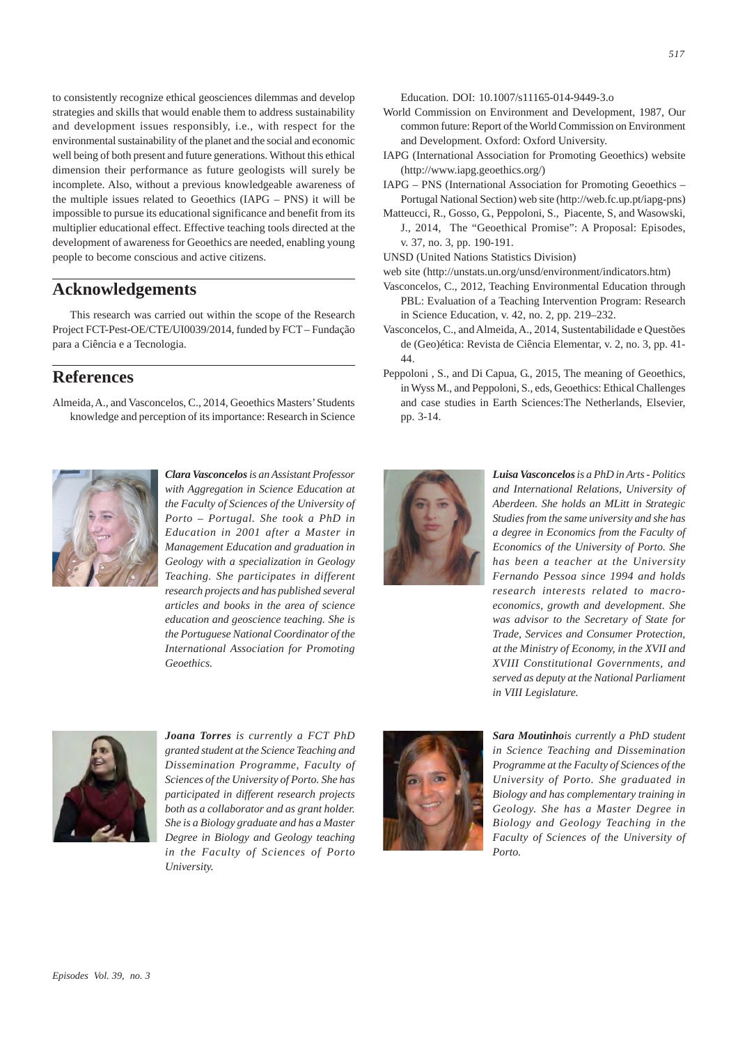to consistently recognize ethical geosciences dilemmas and develop strategies and skills that would enable them to address sustainability and development issues responsibly, i.e., with respect for the environmental sustainability of the planet and the social and economic well being of both present and future generations. Without this ethical dimension their performance as future geologists will surely be incomplete. Also, without a previous knowledgeable awareness of the multiple issues related to Geoethics (IAPG – PNS) it will be impossible to pursue its educational significance and benefit from its multiplier educational effect. Effective teaching tools directed at the development of awareness for Geoethics are needed, enabling young people to become conscious and active citizens.

## Acknowledgements

This research was carried out within the scope of the Research Project FCT-Pest-OE/CTE/UI0039/2014, funded by FCT – Fundação para a Ciência e a Tecnologia.

## References

Almeida, A., and Vasconcelos, C., 2014, Geoethics Masters' Students knowledge and perception of its importance: Research in Science Education. DOI: 10.1007/s11165-014-9449-3.o

World Commission on Environment and Development, 1987, Our common future: Report of the World Commission on Environment and Development. Oxford: Oxford University.

IAPG (International Association for Promoting Geoethics) website (http://www.iapg.geoethics.org/)

IAPG – PNS (International Association for Promoting Geoethics – Portugal National Section) web site (http://web.fc.up.pt/iapg-pns)

Matteucci, R., Gosso, G., Peppoloni, S., Piacente, S, and Wasowski, J., 2014, The "Geoethical Promise": A Proposal: Episodes, v. 37, no. 3, pp. 190-191.

UNSD (United Nations Statistics Division)

web site (http://unstats.un.org/unsd/environment/indicators.htm)

Vasconcelos, C., 2012, Teaching Environmental Education through PBL: Evaluation of a Teaching Intervention Program: Research in Science Education, v. 42, no. 2, pp. 219–232.

Vasconcelos, C., and Almeida, A., 2014, Sustentabilidade e Questões de (Geo)ética: Revista de Ciência Elementar, v. 2, no. 3, pp. 41-44.

Peppoloni , S., and Di Capua, G., 2015, The meaning of Geoethics, in Wyss M., and Peppoloni, S., eds, Geoethics: Ethical Challenges and case studies in Earth Sciences:The Netherlands, Elsevier, pp. 3-14.

***Clara Vasconcelos*** *is an Assistant Professor with Aggregation in Science Education at the Faculty of Sciences of the University of Porto – Portugal. She took a PhD in Education in 2001 after a Master in Management Education and graduation in Geology with a specialization in Geology Teaching. She participates in different research projects and has published several articles and books in the area of science education and geoscience teaching. She is the Portuguese National Coordinator of the International Association for Promoting Geoethics.*

***Luisa Vasconcelos*** *is a PhD in Arts - Politics and International Relations, University of Aberdeen. She holds an MLitt in Strategic Studies from the same university and she has a degree in Economics from the Faculty of Economics of the University of Porto. She has been a teacher at the University Fernando Pessoa since 1994 and holds research interests related to macro-economics, growth and development. She was advisor to the Secretary of State for Trade, Services and Consumer Protection, at the Ministry of Economy, in the XVII and XVIII Constitutional Governments, and served as deputy at the National Parliament in VIII Legislature.*

***Joana Torres*** *is currently a FCT PhD granted student at the Science Teaching and Dissemination Programme, Faculty of Sciences of the University of Porto. She has participated in different research projects both as a collaborator and as grant holder. She is a Biology graduate and has a Master Degree in Biology and Geology teaching in the Faculty of Sciences of Porto University.*

***Sara Moutinho****is currently a PhD student in Science Teaching and Dissemination Programme at the Faculty of Sciences of the University of Porto. She graduated in Biology and has complementary training in Geology. She has a Master Degree in Biology and Geology Teaching in the Faculty of Sciences of the University of Porto.*